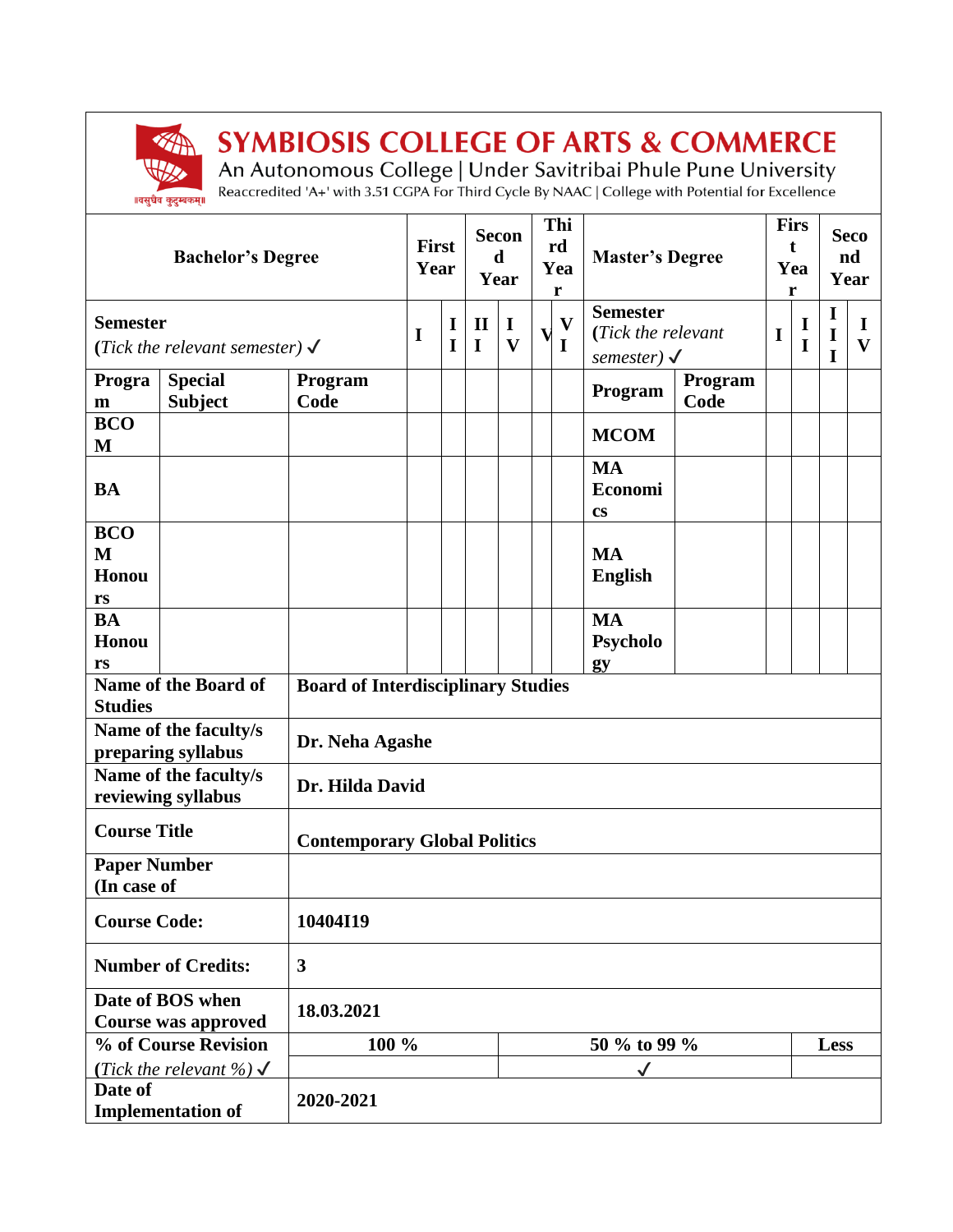# SYMBIOSIS COLLEGE OF ARTS & COMMERCE

An Autonomous College | Under Savitribai Phule Pune University

Reaccredited 'A+' with 3.51 CGPA For Third Cycle By NAAC | College with Potential for Excellence

||वसुधैव कुटुम्बकम्||

| Bachelor's Degree | | | First Year | | Second Year | | Third Year | | Master's Degree | | First Year | | Second Year | |
|---|---|---|---|---|---|---|---|---|---|---|---|---|---|---|
| **Semester** (*Tick the relevant semester*) ✓ | | | I | II | III | IV | V | VI | **Semester** (*Tick the relevant semester*) ✓ | | I | II | III | IV |
| **Program** | **Special Subject** | **Program Code** | | | | | | | **Program** | **Program Code** | | | | |
| **BCOM** | | | | | | | | | **MCOM** | | | | | |
| **BA** | | | | | | | | | **MA Economics** | | | | | |
| **BCOM Honours** | | | | | | | | | **MA English** | | | | | |
| **BA Honours** | | | | | | | | | **MA Psychology** | | | | | |

| | | | |
|---|---|---|---|
| **Name of the Board of Studies** | **Board of Interdisciplinary Studies** | | |
| **Name of the faculty/s preparing syllabus** | **Dr. Neha Agashe** | | |
| **Name of the faculty/s reviewing syllabus** | **Dr. Hilda David** | | |
| **Course Title** | **Contemporary Global Politics** | | |
| **Paper Number (In case of** | | | |
| **Course Code:** | **10404I19** | | |
| **Number of Credits:** | **3** | | |
| **Date of BOS when Course was approved** | **18.03.2021** | | |
| **% of Course Revision** | **100 %** | **50 % to 99 %** | **Less** |
| (*Tick the relevant %*) ✓ | | ✓ | |
| **Date of Implementation of** | **2020-2021** | | |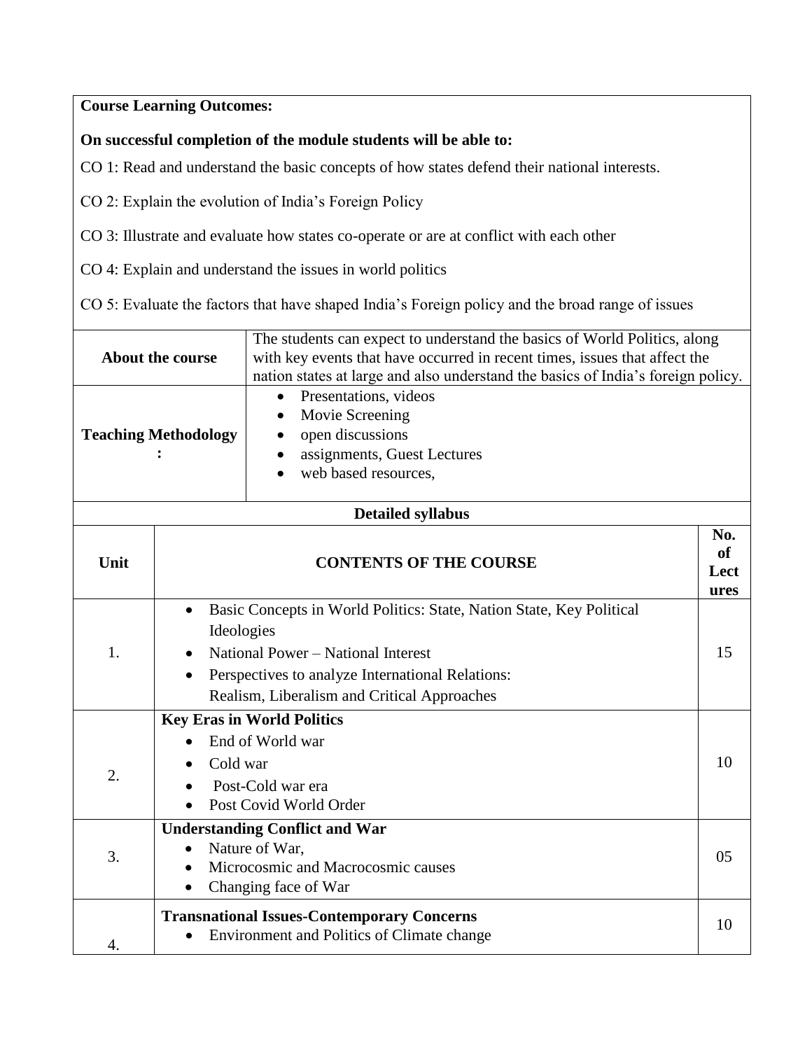**Course Learning Outcomes:**

**On successful completion of the module students will be able to:**

CO 1: Read and understand the basic concepts of how states defend their national interests.

CO 2: Explain the evolution of India's Foreign Policy

CO 3: Illustrate and evaluate how states co-operate or are at conflict with each other

CO 4: Explain and understand the issues in world politics

CO 5: Evaluate the factors that have shaped India's Foreign policy and the broad range of issues

| | |
|---|---|
| **About the course** | The students can expect to understand the basics of World Politics, along with key events that have occurred in recent times, issues that affect the nation states at large and also understand the basics of India's foreign policy. |
| **Teaching Methodology :** | • Presentations, videos<br>• Movie Screening<br>• open discussions<br>• assignments, Guest Lectures<br>• web based resources, |

**Detailed syllabus**

| Unit | CONTENTS OF THE COURSE | No. of Lectures |
|---|---|---|
| 1. | • Basic Concepts in World Politics: State, Nation State, Key Political Ideologies<br>• National Power – National Interest<br>• Perspectives to analyze International Relations: Realism, Liberalism and Critical Approaches | 15 |
| 2. | **Key Eras in World Politics**<br>• End of World war<br>• Cold war<br>• Post-Cold war era<br>• Post Covid World Order | 10 |
| 3. | **Understanding Conflict and War**<br>• Nature of War,<br>• Microcosmic and Macrocosmic causes<br>• Changing face of War | 05 |
| 4. | **Transnational Issues-Contemporary Concerns**<br>• Environment and Politics of Climate change | 10 |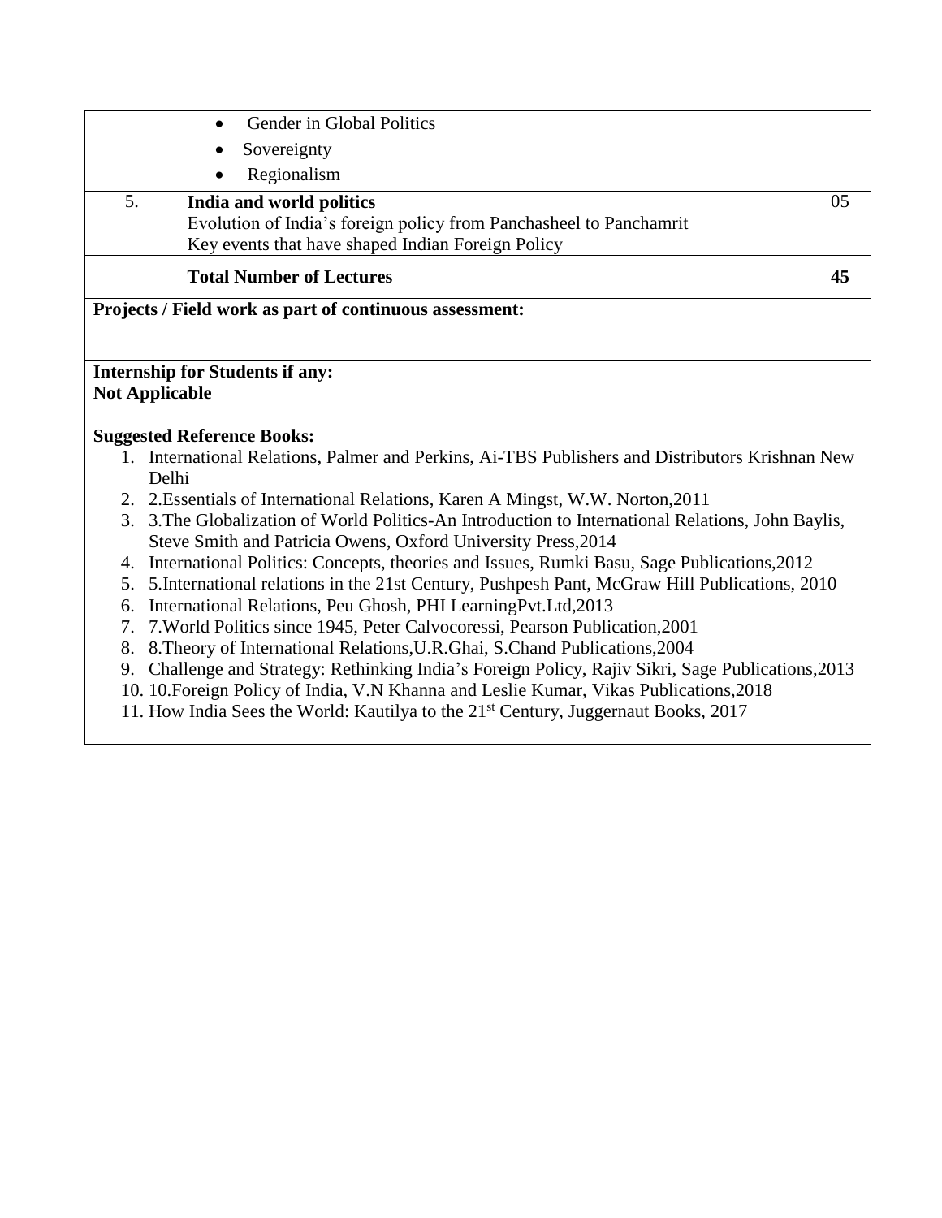| | | |
|---|---|---|
| | • Gender in Global Politics<br>• Sovereignty<br>• Regionalism | |
| 5. | **India and world politics**<br>Evolution of India's foreign policy from Panchasheel to Panchamrit<br>Key events that have shaped Indian Foreign Policy | 05 |
| | **Total Number of Lectures** | **45** |

**Projects / Field work as part of continuous assessment:**

**Internship for Students if any:**
**Not Applicable**

**Suggested Reference Books:**

1. International Relations, Palmer and Perkins, Ai-TBS Publishers and Distributors Krishnan New Delhi
2. 2.Essentials of International Relations, Karen A Mingst, W.W. Norton,2011
3. 3.The Globalization of World Politics-An Introduction to International Relations, John Baylis, Steve Smith and Patricia Owens, Oxford University Press,2014
4. International Politics: Concepts, theories and Issues, Rumki Basu, Sage Publications,2012
5. 5.International relations in the 21st Century, Pushpesh Pant, McGraw Hill Publications, 2010
6. International Relations, Peu Ghosh, PHI LearningPvt.Ltd,2013
7. 7.World Politics since 1945, Peter Calvocoressi, Pearson Publication,2001
8. 8.Theory of International Relations,U.R.Ghai, S.Chand Publications,2004
9. Challenge and Strategy: Rethinking India's Foreign Policy, Rajiv Sikri, Sage Publications,2013
10. 10.Foreign Policy of India, V.N Khanna and Leslie Kumar, Vikas Publications,2018
11. How India Sees the World: Kautilya to the 21st Century, Juggernaut Books, 2017